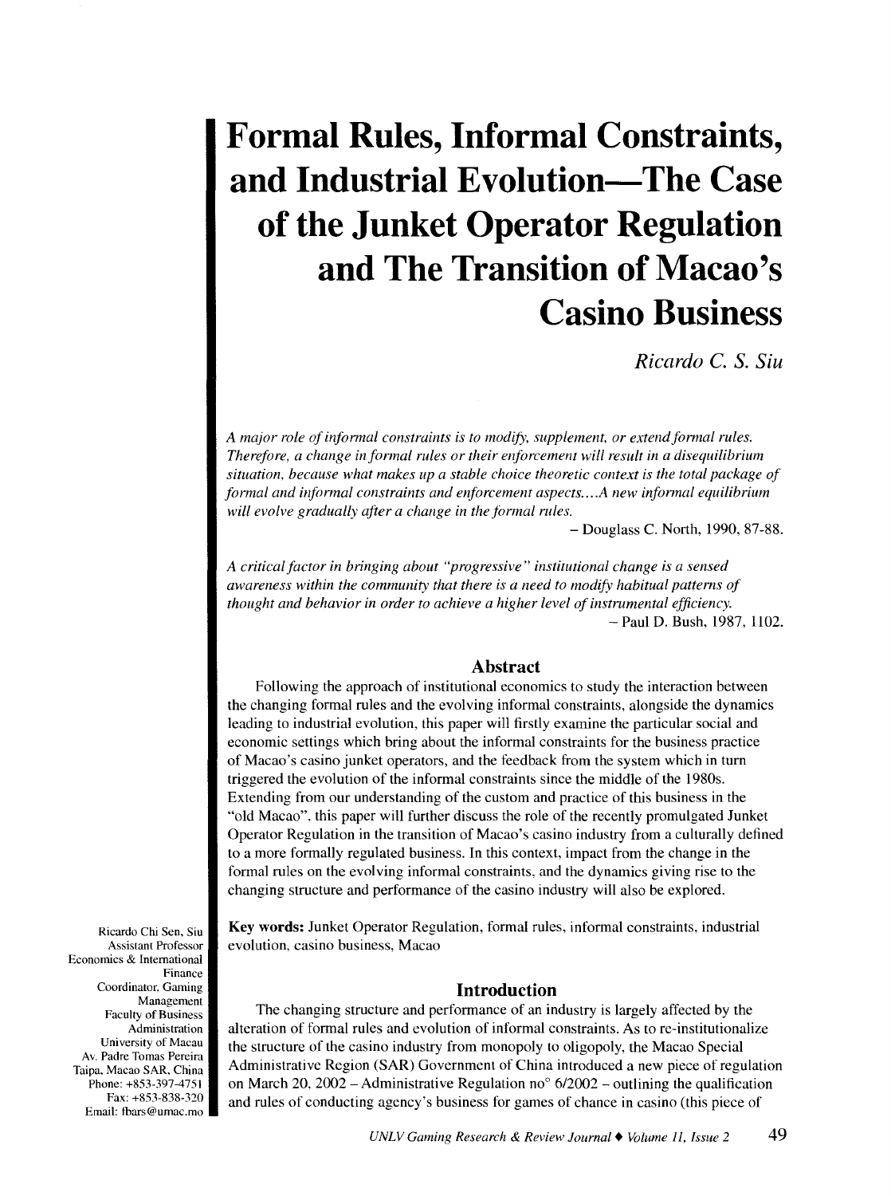# Formal Rules, Informal Constraints, and Industrial Evolution—The Case of the Junket Operator Regulation and The Transition of Macao's Casino Business

*Ricardo C. S. Siu*

*A major role of informal constraints is to modify, supplement, or extend formal rules. Therefore, a change in formal rules or their enforcement will result in a disequilibrium situation, because what makes up a stable choice theoretic context is the total package of formal and informal constraints and enforcement aspects....A new informal equilibrium will evolve gradually after a change in the formal rules.*

– Douglass C. North, 1990, 87-88.

*A critical factor in bringing about "progressive" institutional change is a sensed awareness within the community that there is a need to modify habitual patterns of thought and behavior in order to achieve a higher level of instrumental efficiency.*

– Paul D. Bush, 1987, 1102.

## Abstract

Following the approach of institutional economics to study the interaction between the changing formal rules and the evolving informal constraints, alongside the dynamics leading to industrial evolution, this paper will firstly examine the particular social and economic settings which bring about the informal constraints for the business practice of Macao's casino junket operators, and the feedback from the system which in turn triggered the evolution of the informal constraints since the middle of the 1980s. Extending from our understanding of the custom and practice of this business in the "old Macao", this paper will further discuss the role of the recently promulgated Junket Operator Regulation in the transition of Macao's casino industry from a culturally defined to a more formally regulated business. In this context, impact from the change in the formal rules on the evolving informal constraints, and the dynamics giving rise to the changing structure and performance of the casino industry will also be explored.

**Key words:** Junket Operator Regulation, formal rules, informal constraints, industrial evolution, casino business, Macao

Ricardo Chi Sen, Siu
Assistant Professor
Economics & International Finance
Coordinator, Gaming Management
Faculty of Business Administration
University of Macau
Av. Padre Tomas Pereira
Taipa, Macao SAR, China
Phone: +853-397-4751
Fax: +853-838-320
Email: fbars@umac.mo

## Introduction

The changing structure and performance of an industry is largely affected by the alteration of formal rules and evolution of informal constraints. As to re-institutionalize the structure of the casino industry from monopoly to oligopoly, the Macao Special Administrative Region (SAR) Government of China introduced a new piece of regulation on March 20, 2002 – Administrative Regulation no° 6/2002 – outlining the qualification and rules of conducting agency's business for games of chance in casino (this piece of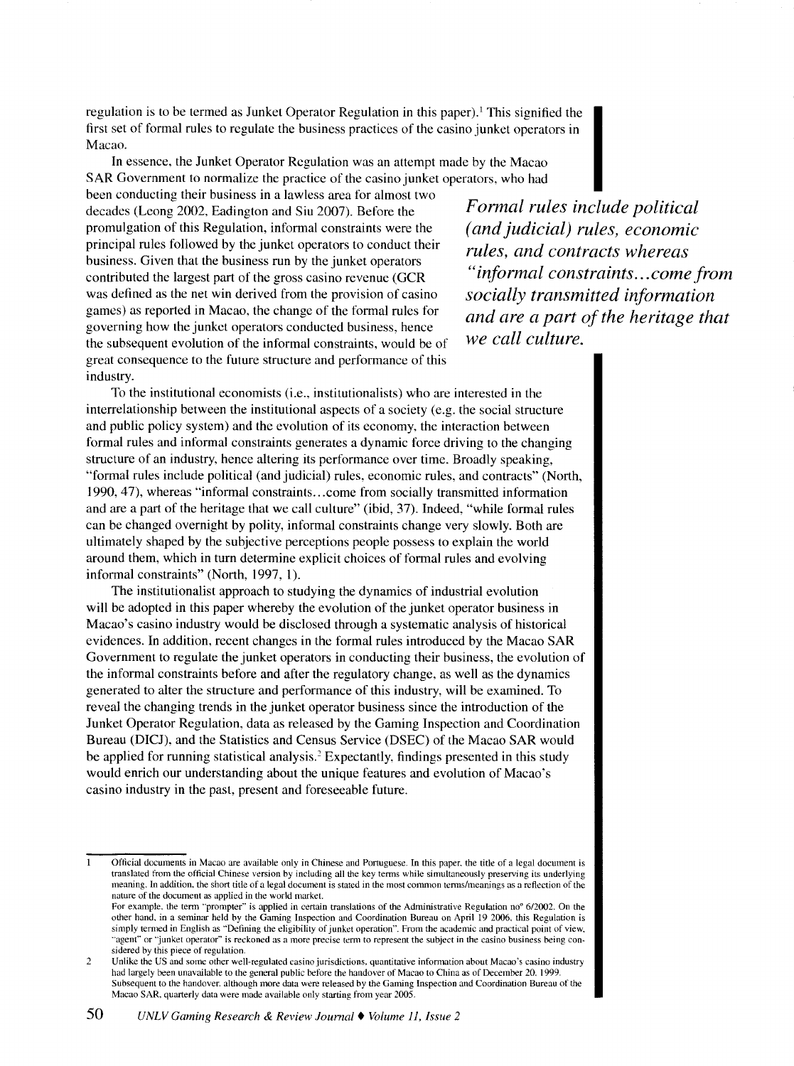regulation is to be termed as Junket Operator Regulation in this paper).[1] This signified the first set of formal rules to regulate the business practices of the casino junket operators in Macao.

In essence, the Junket Operator Regulation was an attempt made by the Macao SAR Government to normalize the practice of the casino junket operators, who had been conducting their business in a lawless area for almost two decades (Leong 2002, Eadington and Siu 2007). Before the promulgation of this Regulation, informal constraints were the principal rules followed by the junket operators to conduct their business. Given that the business run by the junket operators contributed the largest part of the gross casino revenue (GCR was defined as the net win derived from the provision of casino games) as reported in Macao, the change of the formal rules for governing how the junket operators conducted business, hence the subsequent evolution of the informal constraints, would be of great consequence to the future structure and performance of this industry.

> ***Formal rules include political (and judicial) rules, economic rules, and contracts whereas "informal constraints...come from socially transmitted information and are a part of the heritage that we call culture.***

To the institutional economists (i.e., institutionalists) who are interested in the interrelationship between the institutional aspects of a society (e.g. the social structure and public policy system) and the evolution of its economy, the interaction between formal rules and informal constraints generates a dynamic force driving to the changing structure of an industry, hence altering its performance over time. Broadly speaking, "formal rules include political (and judicial) rules, economic rules, and contracts" (North, 1990, 47), whereas "informal constraints...come from socially transmitted information and are a part of the heritage that we call culture" (ibid, 37). Indeed, "while formal rules can be changed overnight by polity, informal constraints change very slowly. Both are ultimately shaped by the subjective perceptions people possess to explain the world around them, which in turn determine explicit choices of formal rules and evolving informal constraints" (North, 1997, 1).

The institutionalist approach to studying the dynamics of industrial evolution will be adopted in this paper whereby the evolution of the junket operator business in Macao's casino industry would be disclosed through a systematic analysis of historical evidences. In addition, recent changes in the formal rules introduced by the Macao SAR Government to regulate the junket operators in conducting their business, the evolution of the informal constraints before and after the regulatory change, as well as the dynamics generated to alter the structure and performance of this industry, will be examined. To reveal the changing trends in the junket operator business since the introduction of the Junket Operator Regulation, data as released by the Gaming Inspection and Coordination Bureau (DICJ), and the Statistics and Census Service (DSEC) of the Macao SAR would be applied for running statistical analysis.[2] Expectantly, findings presented in this study would enrich our understanding about the unique features and evolution of Macao's casino industry in the past, present and foreseeable future.

---

1 Official documents in Macao are available only in Chinese and Portuguese. In this paper, the title of a legal document is translated from the official Chinese version by including all the key terms while simultaneously preserving its underlying meaning. In addition, the short title of a legal document is stated in the most common terms/meanings as a reflection of the nature of the document as applied in the world market.
For example, the term "prompter" is applied in certain translations of the Administrative Regulation no° 6/2002. On the other hand, in a seminar held by the Gaming Inspection and Coordination Bureau on April 19 2006, this Regulation is simply termed in English as "Defining the eligibility of junket operation". From the academic and practical point of view, "agent" or "junket operator" is reckoned as a more precise term to represent the subject in the casino business being considered by this piece of regulation.

2 Unlike the US and some other well-regulated casino jurisdictions, quantitative information about Macao's casino industry had largely been unavailable to the general public before the handover of Macao to China as of December 20, 1999. Subsequent to the handover, although more data were released by the Gaming Inspection and Coordination Bureau of the Macao SAR, quarterly data were made available only starting from year 2005.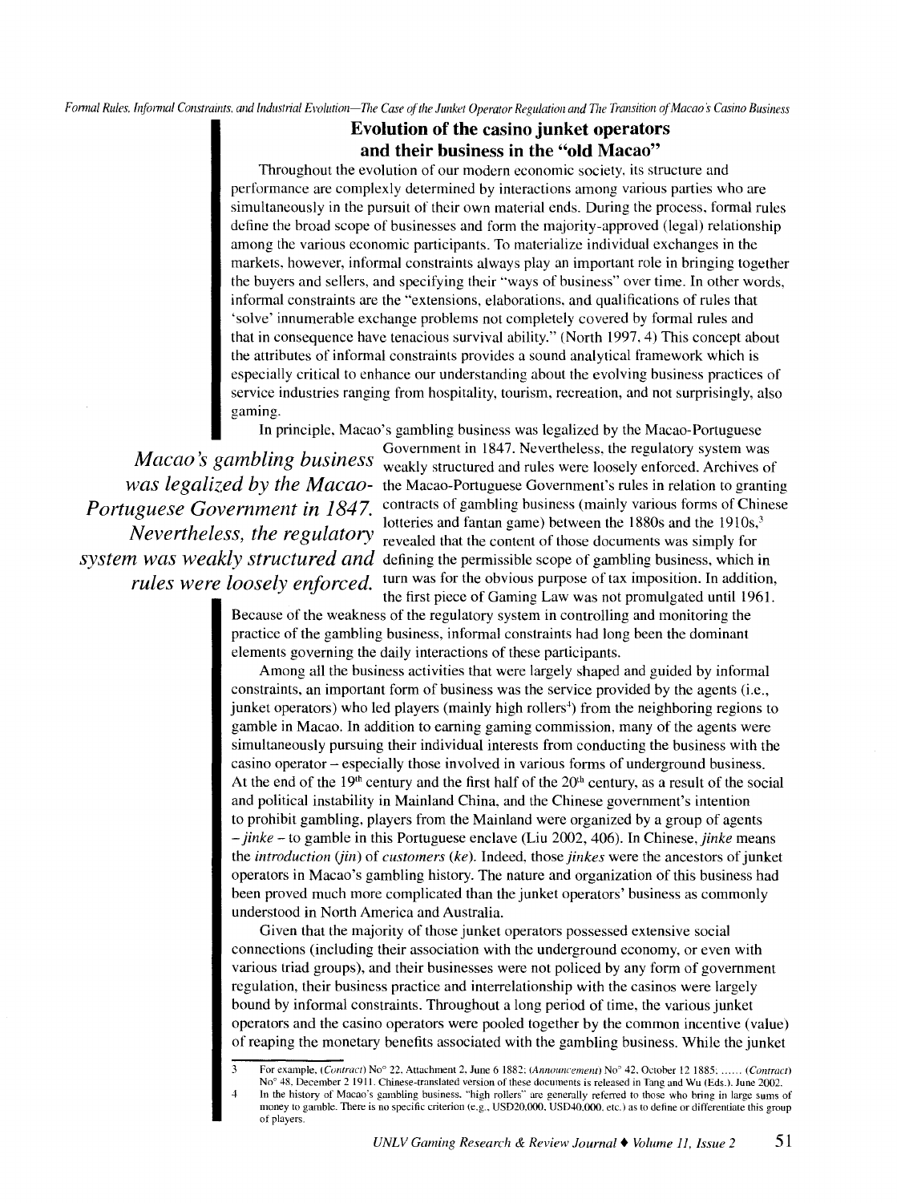## Evolution of the casino junket operators and their business in the "old Macao"

Throughout the evolution of our modern economic society, its structure and performance are complexly determined by interactions among various parties who are simultaneously in the pursuit of their own material ends. During the process, formal rules define the broad scope of businesses and form the majority-approved (legal) relationship among the various economic participants. To materialize individual exchanges in the markets, however, informal constraints always play an important role in bringing together the buyers and sellers, and specifying their "ways of business" over time. In other words, informal constraints are the "extensions, elaborations, and qualifications of rules that 'solve' innumerable exchange problems not completely covered by formal rules and that in consequence have tenacious survival ability." (North 1997, 4) This concept about the attributes of informal constraints provides a sound analytical framework which is especially critical to enhance our understanding about the evolving business practices of service industries ranging from hospitality, tourism, recreation, and not surprisingly, also gaming.

*Macao's gambling business was legalized by the Macao-Portuguese Government in 1847. Nevertheless, the regulatory system was weakly structured and rules were loosely enforced.*

In principle, Macao's gambling business was legalized by the Macao-Portuguese Government in 1847. Nevertheless, the regulatory system was weakly structured and rules were loosely enforced. Archives of the Macao-Portuguese Government's rules in relation to granting contracts of gambling business (mainly various forms of Chinese lotteries and fantan game) between the 1880s and the 1910s,[3] revealed that the content of those documents was simply for defining the permissible scope of gambling business, which in turn was for the obvious purpose of tax imposition. In addition, the first piece of Gaming Law was not promulgated until 1961. Because of the weakness of the regulatory system in controlling and monitoring the practice of the gambling business, informal constraints had long been the dominant elements governing the daily interactions of these participants.

Among all the business activities that were largely shaped and guided by informal constraints, an important form of business was the service provided by the agents (i.e., junket operators) who led players (mainly high rollers[4]) from the neighboring regions to gamble in Macao. In addition to earning gaming commission, many of the agents were simultaneously pursuing their individual interests from conducting the business with the casino operator – especially those involved in various forms of underground business. At the end of the 19th century and the first half of the 20th century, as a result of the social and political instability in Mainland China, and the Chinese government's intention to prohibit gambling, players from the Mainland were organized by a group of agents – *jinke* – to gamble in this Portuguese enclave (Liu 2002, 406). In Chinese, *jinke* means the *introduction (jin)* of *customers (ke)*. Indeed, those *jinkes* were the ancestors of junket operators in Macao's gambling history. The nature and organization of this business had been proved much more complicated than the junket operators' business as commonly understood in North America and Australia.

Given that the majority of those junket operators possessed extensive social connections (including their association with the underground economy, or even with various triad groups), and their businesses were not policed by any form of government regulation, their business practice and interrelationship with the casinos were largely bound by informal constraints. Throughout a long period of time, the various junket operators and the casino operators were pooled together by the common incentive (value) of reaping the monetary benefits associated with the gambling business. While the junket

---

3 For example, (*Contract*) No° 22, Attachment 2, June 6 1882; (*Announcement*) No° 42, October 12 1885; ...... (*Contract*) No° 48, December 2 1911. Chinese-translated version of these documents is released in Tang and Wu (Eds.), June 2002.

4 In the history of Macao's gambling business, "high rollers" are generally referred to those who bring in large sums of money to gamble. There is no specific criterion (e.g., USD20,000, USD40,000, etc.) as to define or differentiate this group of players.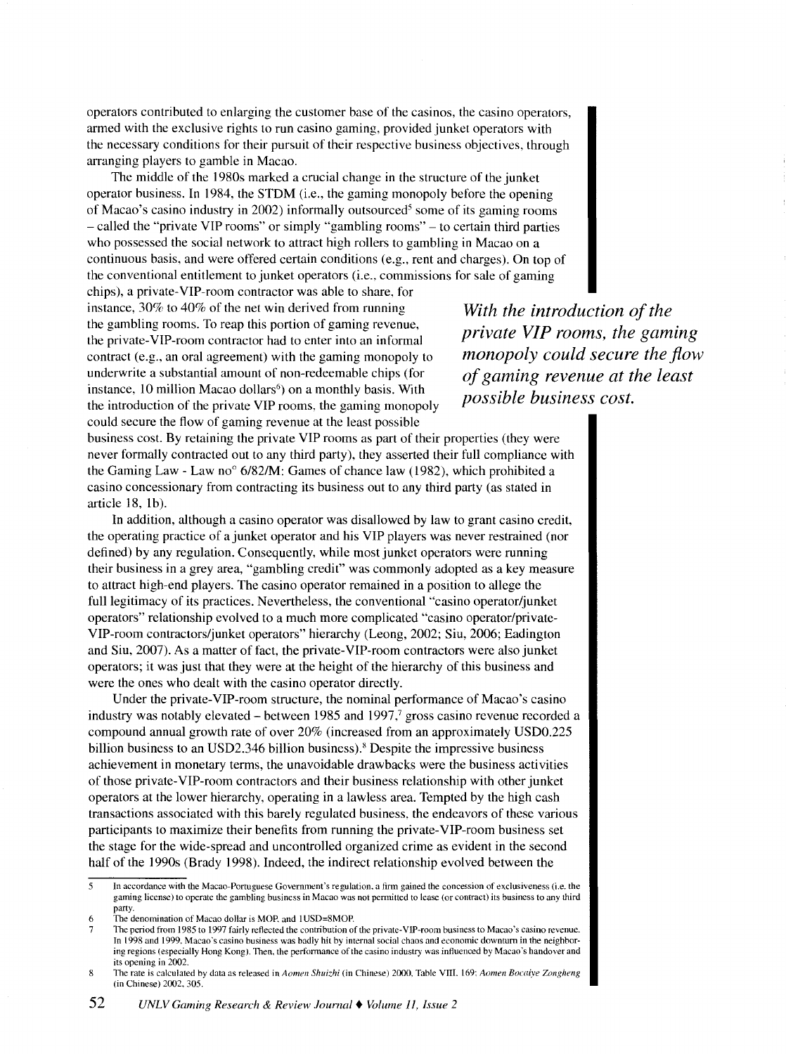operators contributed to enlarging the customer base of the casinos, the casino operators, armed with the exclusive rights to run casino gaming, provided junket operators with the necessary conditions for their pursuit of their respective business objectives, through arranging players to gamble in Macao.

The middle of the 1980s marked a crucial change in the structure of the junket operator business. In 1984, the STDM (i.e., the gaming monopoly before the opening of Macao's casino industry in 2002) informally outsourced[5] some of its gaming rooms – called the "private VIP rooms" or simply "gambling rooms" – to certain third parties who possessed the social network to attract high rollers to gambling in Macao on a continuous basis, and were offered certain conditions (e.g., rent and charges). On top of the conventional entitlement to junket operators (i.e., commissions for sale of gaming chips), a private-VIP-room contractor was able to share, for instance, 30% to 40% of the net win derived from running the gambling rooms. To reap this portion of gaming revenue, the private-VIP-room contractor had to enter into an informal contract (e.g., an oral agreement) with the gaming monopoly to underwrite a substantial amount of non-redeemable chips (for instance, 10 million Macao dollars[6]) on a monthly basis. With the introduction of the private VIP rooms, the gaming monopoly could secure the flow of gaming revenue at the least possible business cost. By retaining the private VIP rooms as part of their properties (they were never formally contracted out to any third party), they asserted their full compliance with the Gaming Law - Law no° 6/82/M: Games of chance law (1982), which prohibited a casino concessionary from contracting its business out to any third party (as stated in article 18, 1b).

> ***With the introduction of the private VIP rooms, the gaming monopoly could secure the flow of gaming revenue at the least possible business cost.***

In addition, although a casino operator was disallowed by law to grant casino credit, the operating practice of a junket operator and his VIP players was never restrained (nor defined) by any regulation. Consequently, while most junket operators were running their business in a grey area, "gambling credit" was commonly adopted as a key measure to attract high-end players. The casino operator remained in a position to allege the full legitimacy of its practices. Nevertheless, the conventional "casino operator/junket operators" relationship evolved to a much more complicated "casino operator/private-VIP-room contractors/junket operators" hierarchy (Leong, 2002; Siu, 2006; Eadington and Siu, 2007). As a matter of fact, the private-VIP-room contractors were also junket operators; it was just that they were at the height of the hierarchy of this business and were the ones who dealt with the casino operator directly.

Under the private-VIP-room structure, the nominal performance of Macao's casino industry was notably elevated – between 1985 and 1997,[7] gross casino revenue recorded a compound annual growth rate of over 20% (increased from an approximately USD0.225 billion business to an USD2.346 billion business).[8] Despite the impressive business achievement in monetary terms, the unavoidable drawbacks were the business activities of those private-VIP-room contractors and their business relationship with other junket operators at the lower hierarchy, operating in a lawless area. Tempted by the high cash transactions associated with this barely regulated business, the endeavors of these various participants to maximize their benefits from running the private-VIP-room business set the stage for the wide-spread and uncontrolled organized crime as evident in the second half of the 1990s (Brady 1998). Indeed, the indirect relationship evolved between the

---

5 In accordance with the Macao-Portuguese Government's regulation, a firm gained the concession of exclusiveness (i.e. the gaming license) to operate the gambling business in Macao was not permitted to lease (or contract) its business to any third party.

6 The denomination of Macao dollar is MOP, and 1USD=8MOP.

7 The period from 1985 to 1997 fairly reflected the contribution of the private-VIP-room business to Macao's casino revenue. In 1998 and 1999, Macao's casino business was badly hit by internal social chaos and economic downturn in the neighboring regions (especially Hong Kong). Then, the performance of the casino industry was influenced by Macao's handover and its opening in 2002.

8 The rate is calculated by data as released in *Aomen Shuizhi* (in Chinese) 2000, Table VIII. 169; *Aomen Bocaiye Zongheng* (in Chinese) 2002, 305.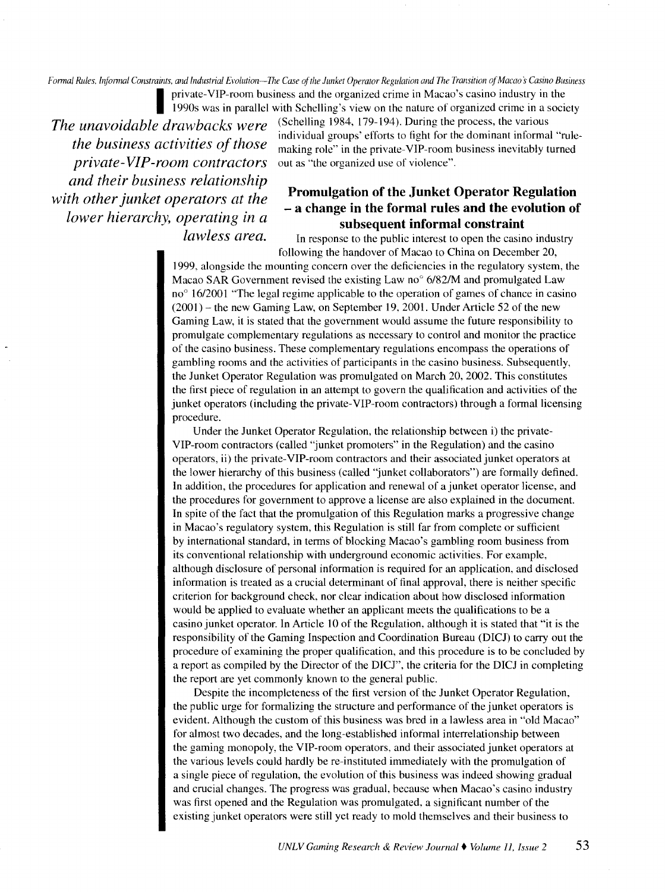private-VIP-room business and the organized crime in Macao's casino industry in the 1990s was in parallel with Schelling's view on the nature of organized crime in a society (Schelling 1984, 179-194). During the process, the various individual groups' efforts to fight for the dominant informal "rule-making role" in the private-VIP-room business inevitably turned out as "the organized use of violence".

*The unavoidable drawbacks were the business activities of those private-VIP-room contractors and their business relationship with other junket operators at the lower hierarchy, operating in a lawless area.*

## Promulgation of the Junket Operator Regulation – a change in the formal rules and the evolution of subsequent informal constraint

In response to the public interest to open the casino industry following the handover of Macao to China on December 20, 1999, alongside the mounting concern over the deficiencies in the regulatory system, the Macao SAR Government revised the existing Law no° 6/82/M and promulgated Law no° 16/2001 "The legal regime applicable to the operation of games of chance in casino (2001) – the new Gaming Law, on September 19, 2001. Under Article 52 of the new Gaming Law, it is stated that the government would assume the future responsibility to promulgate complementary regulations as necessary to control and monitor the practice of the casino business. These complementary regulations encompass the operations of gambling rooms and the activities of participants in the casino business. Subsequently, the Junket Operator Regulation was promulgated on March 20, 2002. This constitutes the first piece of regulation in an attempt to govern the qualification and activities of the junket operators (including the private-VIP-room contractors) through a formal licensing procedure.

Under the Junket Operator Regulation, the relationship between i) the private-VIP-room contractors (called "junket promoters" in the Regulation) and the casino operators, ii) the private-VIP-room contractors and their associated junket operators at the lower hierarchy of this business (called "junket collaborators") are formally defined. In addition, the procedures for application and renewal of a junket operator license, and the procedures for government to approve a license are also explained in the document. In spite of the fact that the promulgation of this Regulation marks a progressive change in Macao's regulatory system, this Regulation is still far from complete or sufficient by international standard, in terms of blocking Macao's gambling room business from its conventional relationship with underground economic activities. For example, although disclosure of personal information is required for an application, and disclosed information is treated as a crucial determinant of final approval, there is neither specific criterion for background check, nor clear indication about how disclosed information would be applied to evaluate whether an applicant meets the qualifications to be a casino junket operator. In Article 10 of the Regulation, although it is stated that "it is the responsibility of the Gaming Inspection and Coordination Bureau (DICJ) to carry out the procedure of examining the proper qualification, and this procedure is to be concluded by a report as compiled by the Director of the DICJ", the criteria for the DICJ in completing the report are yet commonly known to the general public.

Despite the incompleteness of the first version of the Junket Operator Regulation, the public urge for formalizing the structure and performance of the junket operators is evident. Although the custom of this business was bred in a lawless area in "old Macao" for almost two decades, and the long-established informal interrelationship between the gaming monopoly, the VIP-room operators, and their associated junket operators at the various levels could hardly be re-instituted immediately with the promulgation of a single piece of regulation, the evolution of this business was indeed showing gradual and crucial changes. The progress was gradual, because when Macao's casino industry was first opened and the Regulation was promulgated, a significant number of the existing junket operators were still yet ready to mold themselves and their business to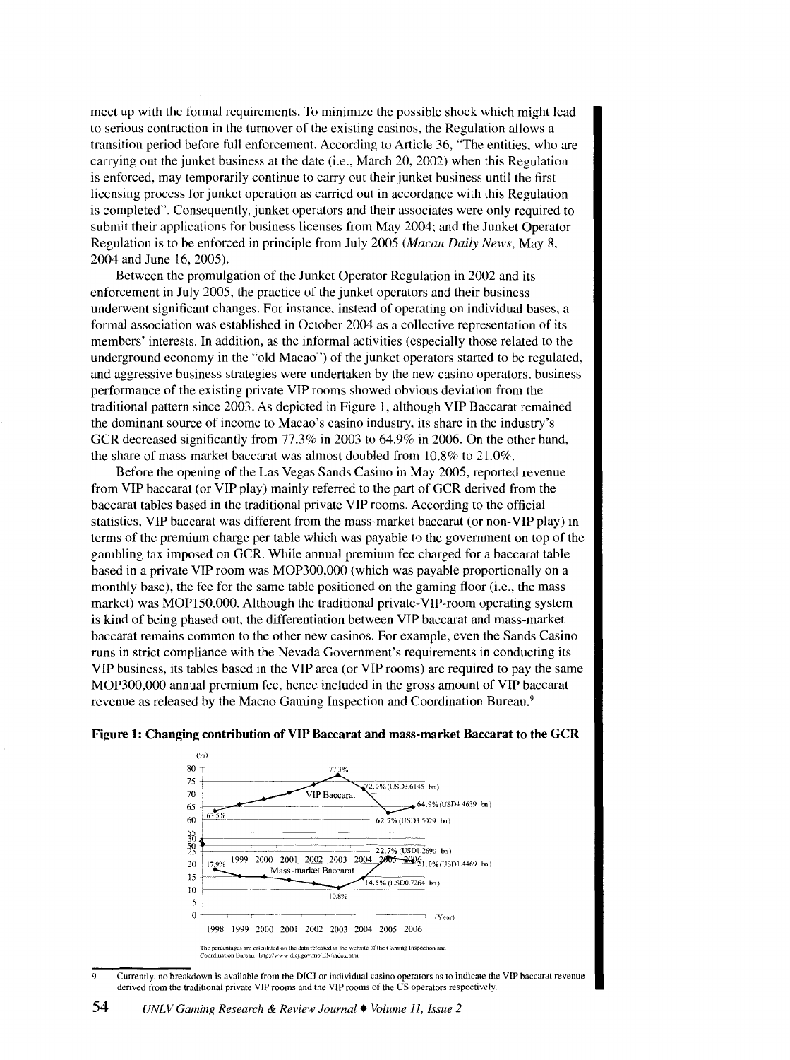meet up with the formal requirements. To minimize the possible shock which might lead to serious contraction in the turnover of the existing casinos, the Regulation allows a transition period before full enforcement. According to Article 36, "The entities, who are carrying out the junket business at the date (i.e., March 20, 2002) when this Regulation is enforced, may temporarily continue to carry out their junket business until the first licensing process for junket operation as carried out in accordance with this Regulation is completed". Consequently, junket operators and their associates were only required to submit their applications for business licenses from May 2004; and the Junket Operator Regulation is to be enforced in principle from July 2005 (*Macau Daily News*, May 8, 2004 and June 16, 2005).

Between the promulgation of the Junket Operator Regulation in 2002 and its enforcement in July 2005, the practice of the junket operators and their business underwent significant changes. For instance, instead of operating on individual bases, a formal association was established in October 2004 as a collective representation of its members' interests. In addition, as the informal activities (especially those related to the underground economy in the "old Macao") of the junket operators started to be regulated, and aggressive business strategies were undertaken by the new casino operators, business performance of the existing private VIP rooms showed obvious deviation from the traditional pattern since 2003. As depicted in Figure 1, although VIP Baccarat remained the dominant source of income to Macao's casino industry, its share in the industry's GCR decreased significantly from 77.3% in 2003 to 64.9% in 2006. On the other hand, the share of mass-market baccarat was almost doubled from 10.8% to 21.0%.

Before the opening of the Las Vegas Sands Casino in May 2005, reported revenue from VIP baccarat (or VIP play) mainly referred to the part of GCR derived from the baccarat tables based in the traditional private VIP rooms. According to the official statistics, VIP baccarat was different from the mass-market baccarat (or non-VIP play) in terms of the premium charge per table which was payable to the government on top of the gambling tax imposed on GCR. While annual premium fee charged for a baccarat table based in a private VIP room was MOP300,000 (which was payable proportionally on a monthly base), the fee for the same table positioned on the gaming floor (i.e., the mass market) was MOP150,000. Although the traditional private-VIP-room operating system is kind of being phased out, the differentiation between VIP baccarat and mass-market baccarat remains common to the other new casinos. For example, even the Sands Casino runs in strict compliance with the Nevada Government's requirements in conducting its VIP business, its tables based in the VIP area (or VIP rooms) are required to pay the same MOP300,000 annual premium fee, hence included in the gross amount of VIP baccarat revenue as released by the Macao Gaming Inspection and Coordination Bureau.[9]

**Figure 1: Changing contribution of VIP Baccarat and mass-market Baccarat to the GCR**

The percentages are calculated on the data released in the website of the Gaming Inspection and Coordination Bureau. http://www.dicj.gov.mo/EN/index.htm

9 Currently, no breakdown is available from the DICJ or individual casino operators as to indicate the VIP baccarat revenue derived from the traditional private VIP rooms and the VIP rooms of the US operators respectively.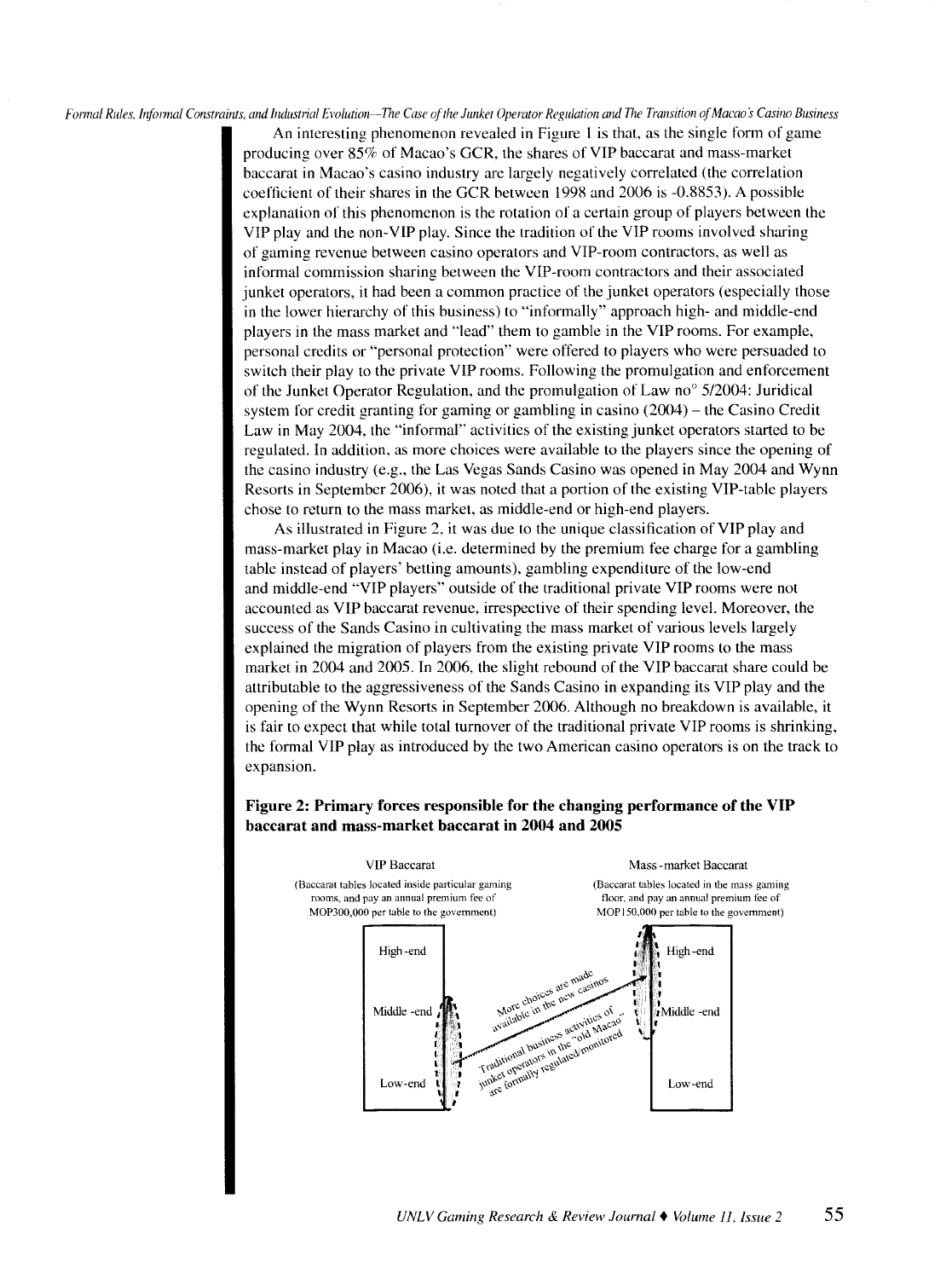An interesting phenomenon revealed in Figure 1 is that, as the single form of game producing over 85% of Macao's GCR, the shares of VIP baccarat and mass-market baccarat in Macao's casino industry are largely negatively correlated (the correlation coefficient of their shares in the GCR between 1998 and 2006 is -0.8853). A possible explanation of this phenomenon is the rotation of a certain group of players between the VIP play and the non-VIP play. Since the tradition of the VIP rooms involved sharing of gaming revenue between casino operators and VIP-room contractors, as well as informal commission sharing between the VIP-room contractors and their associated junket operators, it had been a common practice of the junket operators (especially those in the lower hierarchy of this business) to "informally" approach high- and middle-end players in the mass market and "lead" them to gamble in the VIP rooms. For example, personal credits or "personal protection" were offered to players who were persuaded to switch their play to the private VIP rooms. Following the promulgation and enforcement of the Junket Operator Regulation, and the promulgation of Law no° 5/2004: Juridical system for credit granting for gaming or gambling in casino (2004) – the Casino Credit Law in May 2004, the "informal" activities of the existing junket operators started to be regulated. In addition, as more choices were available to the players since the opening of the casino industry (e.g., the Las Vegas Sands Casino was opened in May 2004 and Wynn Resorts in September 2006), it was noted that a portion of the existing VIP-table players chose to return to the mass market, as middle-end or high-end players.

As illustrated in Figure 2, it was due to the unique classification of VIP play and mass-market play in Macao (i.e. determined by the premium fee charge for a gambling table instead of players' betting amounts), gambling expenditure of the low-end and middle-end "VIP players" outside of the traditional private VIP rooms were not accounted as VIP baccarat revenue, irrespective of their spending level. Moreover, the success of the Sands Casino in cultivating the mass market of various levels largely explained the migration of players from the existing private VIP rooms to the mass market in 2004 and 2005. In 2006, the slight rebound of the VIP baccarat share could be attributable to the aggressiveness of the Sands Casino in expanding its VIP play and the opening of the Wynn Resorts in September 2006. Although no breakdown is available, it is fair to expect that while total turnover of the traditional private VIP rooms is shrinking, the formal VIP play as introduced by the two American casino operators is on the track to expansion.

**Figure 2: Primary forces responsible for the changing performance of the VIP baccarat and mass-market baccarat in 2004 and 2005**

VIP Baccarat

(Baccarat tables located inside particular gaming rooms, and pay an annual premium fee of MOP300,000 per table to the government)

Mass-market Baccarat

(Baccarat tables located in the mass gaming floor, and pay an annual premium fee of MOP150,000 per table to the government)

High-end | Middle-end | Low-end

More choices are made available in the new casinos

Traditional business activities of junket operators in the "old Macao" are formally regulated/monitored

High-end | Middle-end | Low-end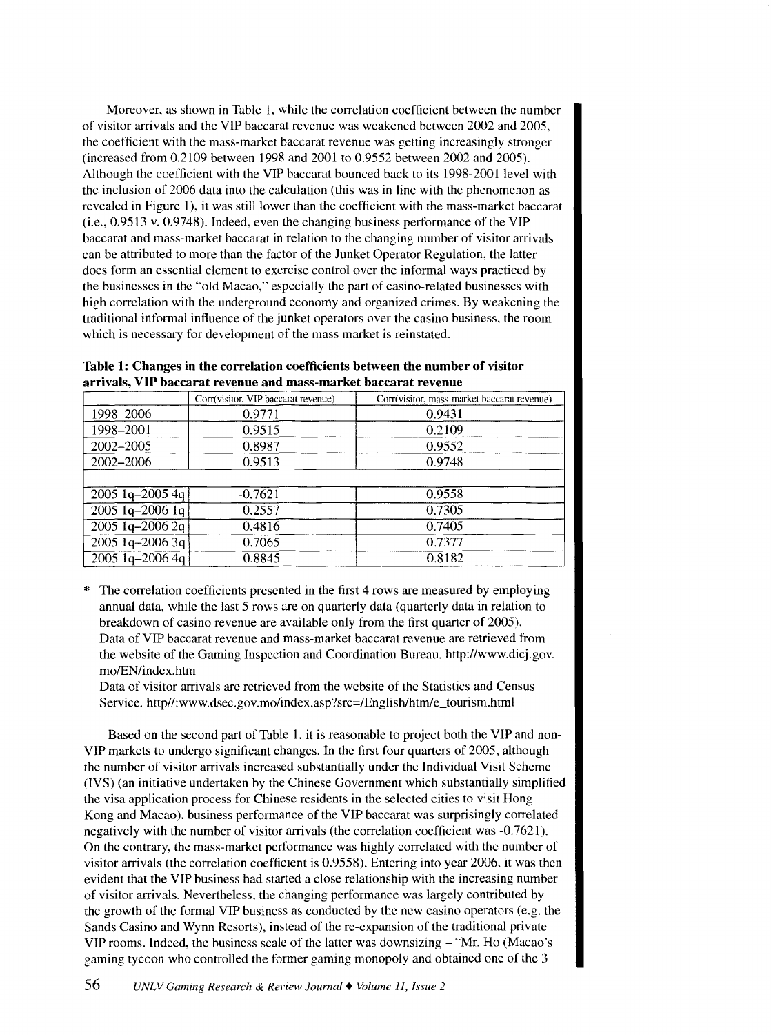Moreover, as shown in Table 1, while the correlation coefficient between the number of visitor arrivals and the VIP baccarat revenue was weakened between 2002 and 2005, the coefficient with the mass-market baccarat revenue was getting increasingly stronger (increased from 0.2109 between 1998 and 2001 to 0.9552 between 2002 and 2005). Although the coefficient with the VIP baccarat bounced back to its 1998-2001 level with the inclusion of 2006 data into the calculation (this was in line with the phenomenon as revealed in Figure 1), it was still lower than the coefficient with the mass-market baccarat (i.e., 0.9513 v. 0.9748). Indeed, even the changing business performance of the VIP baccarat and mass-market baccarat in relation to the changing number of visitor arrivals can be attributed to more than the factor of the Junket Operator Regulation, the latter does form an essential element to exercise control over the informal ways practiced by the businesses in the "old Macao," especially the part of casino-related businesses with high correlation with the underground economy and organized crimes. By weakening the traditional informal influence of the junket operators over the casino business, the room which is necessary for development of the mass market is reinstated.

**Table 1: Changes in the correlation coefficients between the number of visitor arrivals, VIP baccarat revenue and mass-market baccarat revenue**

| | Corr(visitor, VIP baccarat revenue) | Corr(visitor, mass-market baccarat revenue) |
|---|---|---|
| 1998–2006 | 0.9771 | 0.9431 |
| 1998–2001 | 0.9515 | 0.2109 |
| 2002–2005 | 0.8987 | 0.9552 |
| 2002–2006 | 0.9513 | 0.9748 |
| | | |
| 2005 1q–2005 4q | -0.7621 | 0.9558 |
| 2005 1q–2006 1q | 0.2557 | 0.7305 |
| 2005 1q–2006 2q | 0.4816 | 0.7405 |
| 2005 1q–2006 3q | 0.7065 | 0.7377 |
| 2005 1q–2006 4q | 0.8845 | 0.8182 |

\* The correlation coefficients presented in the first 4 rows are measured by employing annual data, while the last 5 rows are on quarterly data (quarterly data in relation to breakdown of casino revenue are available only from the first quarter of 2005).
Data of VIP baccarat revenue and mass-market baccarat revenue are retrieved from the website of the Gaming Inspection and Coordination Bureau. http://www.dicj.gov.mo/EN/index.htm
Data of visitor arrivals are retrieved from the website of the Statistics and Census Service. http//:www.dsec.gov.mo/index.asp?src=/English/htm/e_tourism.html

Based on the second part of Table 1, it is reasonable to project both the VIP and non-VIP markets to undergo significant changes. In the first four quarters of 2005, although the number of visitor arrivals increased substantially under the Individual Visit Scheme (IVS) (an initiative undertaken by the Chinese Government which substantially simplified the visa application process for Chinese residents in the selected cities to visit Hong Kong and Macao), business performance of the VIP baccarat was surprisingly correlated negatively with the number of visitor arrivals (the correlation coefficient was -0.7621). On the contrary, the mass-market performance was highly correlated with the number of visitor arrivals (the correlation coefficient is 0.9558). Entering into year 2006, it was then evident that the VIP business had started a close relationship with the increasing number of visitor arrivals. Nevertheless, the changing performance was largely contributed by the growth of the formal VIP business as conducted by the new casino operators (e.g. the Sands Casino and Wynn Resorts), instead of the re-expansion of the traditional private VIP rooms. Indeed, the business scale of the latter was downsizing – "Mr. Ho (Macao's gaming tycoon who controlled the former gaming monopoly and obtained one of the 3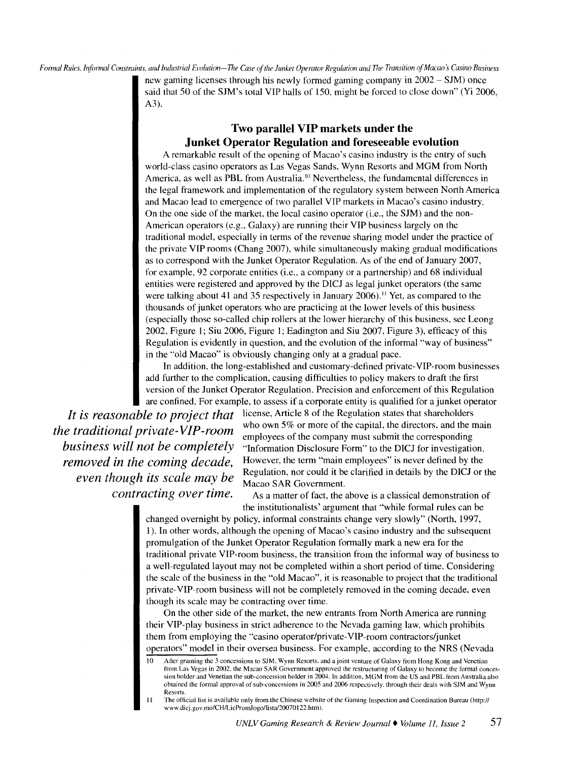new gaming licenses through his newly formed gaming company in 2002 – SJM) once said that 50 of the SJM's total VIP halls of 150, might be forced to close down" (Yi 2006, A3).

## Two parallel VIP markets under the Junket Operator Regulation and foreseeable evolution

A remarkable result of the opening of Macao's casino industry is the entry of such world-class casino operators as Las Vegas Sands, Wynn Resorts and MGM from North America, as well as PBL from Australia.[10] Nevertheless, the fundamental differences in the legal framework and implementation of the regulatory system between North America and Macao lead to emergence of two parallel VIP markets in Macao's casino industry. On the one side of the market, the local casino operator (i.e., the SJM) and the non-American operators (e.g., Galaxy) are running their VIP business largely on the traditional model, especially in terms of the revenue sharing model under the practice of the private VIP rooms (Chang 2007), while simultaneously making gradual modifications as to correspond with the Junket Operator Regulation. As of the end of January 2007, for example, 92 corporate entities (i.e., a company or a partnership) and 68 individual entities were registered and approved by the DICJ as legal junket operators (the same were talking about 41 and 35 respectively in January 2006).[11] Yet, as compared to the thousands of junket operators who are practicing at the lower levels of this business (especially those so-called chip rollers at the lower hierarchy of this business, see Leong 2002, Figure 1; Siu 2006, Figure 1; Eadington and Siu 2007, Figure 3), efficacy of this Regulation is evidently in question, and the evolution of the informal "way of business" in the "old Macao" is obviously changing only at a gradual pace.

In addition, the long-established and customary-defined private-VIP-room businesses add further to the complication, causing difficulties to policy makers to draft the first version of the Junket Operator Regulation. Precision and enforcement of this Regulation are confined. For example, to assess if a corporate entity is qualified for a junket operator license, Article 8 of the Regulation states that shareholders who own 5% or more of the capital, the directors, and the main employees of the company must submit the corresponding "Information Disclosure Form" to the DICJ for investigation. However, the term "main employees" is never defined by the Regulation, nor could it be clarified in details by the DICJ or the Macao SAR Government.

*It is reasonable to project that the traditional private-VIP-room business will not be completely removed in the coming decade, even though its scale may be contracting over time.*

As a matter of fact, the above is a classical demonstration of the institutionalists' argument that "while formal rules can be changed overnight by policy, informal constraints change very slowly" (North, 1997, 1). In other words, although the opening of Macao's casino industry and the subsequent promulgation of the Junket Operator Regulation formally mark a new era for the traditional private VIP-room business, the transition from the informal way of business to a well-regulated layout may not be completed within a short period of time. Considering the scale of the business in the "old Macao", it is reasonable to project that the traditional private-VIP-room business will not be completely removed in the coming decade, even though its scale may be contracting over time.

On the other side of the market, the new entrants from North America are running their VIP-play business in strict adherence to the Nevada gaming law, which prohibits them from employing the "casino operator/private-VIP-room contractors/junket operators" model in their oversea business. For example, according to the NRS (Nevada

---

10 After granting the 3 concessions to SJM, Wynn Resorts, and a joint venture of Galaxy from Hong Kong and Venetian from Las Vegas in 2002, the Macao SAR Government approved the restructuring of Galaxy to become the formal concession holder and Venetian the sub-concession holder in 2004. In addition, MGM from the US and PBL from Australia also obtained the formal approval of sub-concessions in 2005 and 2006 respectively, through their deals with SJM and Wynn Resorts.

11 The official list is available only from the Chinese website of the Gaming Inspection and Coordination Bureau (http://www.dicj.gov.mo/CH/LicPromJogo/lista/20070122.htm).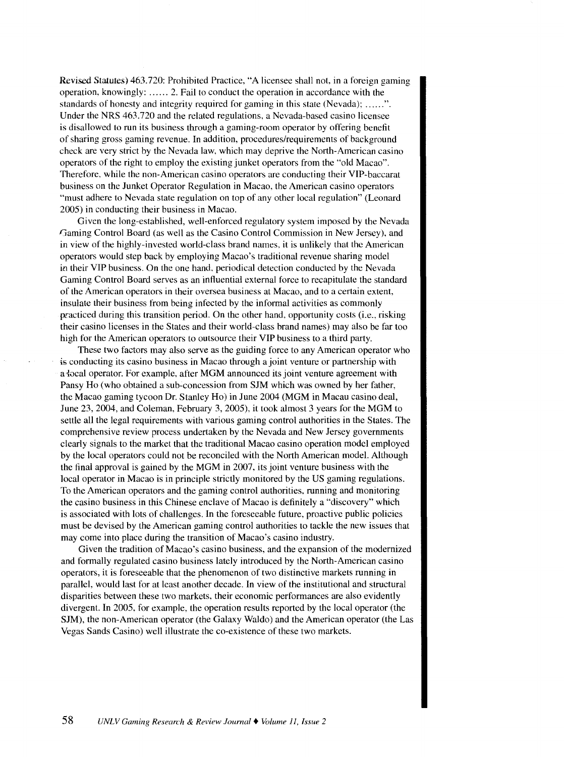Revised Statutes) 463.720: Prohibited Practice, "A licensee shall not, in a foreign gaming operation, knowingly: ...... 2. Fail to conduct the operation in accordance with the standards of honesty and integrity required for gaming in this state (Nevada); ......". Under the NRS 463.720 and the related regulations, a Nevada-based casino licensee is disallowed to run its business through a gaming-room operator by offering benefit of sharing gross gaming revenue. In addition, procedures/requirements of background check are very strict by the Nevada law, which may deprive the North-American casino operators of the right to employ the existing junket operators from the "old Macao". Therefore, while the non-American casino operators are conducting their VIP-baccarat business on the Junket Operator Regulation in Macao, the American casino operators "must adhere to Nevada state regulation on top of any other local regulation" (Leonard 2005) in conducting their business in Macao.

Given the long-established, well-enforced regulatory system imposed by the Nevada Gaming Control Board (as well as the Casino Control Commission in New Jersey), and in view of the highly-invested world-class brand names, it is unlikely that the American operators would step back by employing Macao's traditional revenue sharing model in their VIP business. On the one hand, periodical detection conducted by the Nevada Gaming Control Board serves as an influential external force to recapitulate the standard of the American operators in their oversea business at Macao, and to a certain extent, insulate their business from being infected by the informal activities as commonly practiced during this transition period. On the other hand, opportunity costs (i.e., risking their casino licenses in the States and their world-class brand names) may also be far too high for the American operators to outsource their VIP business to a third party.

These two factors may also serve as the guiding force to any American operator who is conducting its casino business in Macao through a joint venture or partnership with a local operator. For example, after MGM announced its joint venture agreement with Pansy Ho (who obtained a sub-concession from SJM which was owned by her father, the Macao gaming tycoon Dr. Stanley Ho) in June 2004 (MGM in Macau casino deal, June 23, 2004, and Coleman, February 3, 2005), it took almost 3 years for the MGM to settle all the legal requirements with various gaming control authorities in the States. The comprehensive review process undertaken by the Nevada and New Jersey governments clearly signals to the market that the traditional Macao casino operation model employed by the local operators could not be reconciled with the North American model. Although the final approval is gained by the MGM in 2007, its joint venture business with the local operator in Macao is in principle strictly monitored by the US gaming regulations. To the American operators and the gaming control authorities, running and monitoring the casino business in this Chinese enclave of Macao is definitely a "discovery" which is associated with lots of challenges. In the foreseeable future, proactive public policies must be devised by the American gaming control authorities to tackle the new issues that may come into place during the transition of Macao's casino industry.

Given the tradition of Macao's casino business, and the expansion of the modernized and formally regulated casino business lately introduced by the North-American casino operators, it is foreseeable that the phenomenon of two distinctive markets running in parallel, would last for at least another decade. In view of the institutional and structural disparities between these two markets, their economic performances are also evidently divergent. In 2005, for example, the operation results reported by the local operator (the SJM), the non-American operator (the Galaxy Waldo) and the American operator (the Las Vegas Sands Casino) well illustrate the co-existence of these two markets.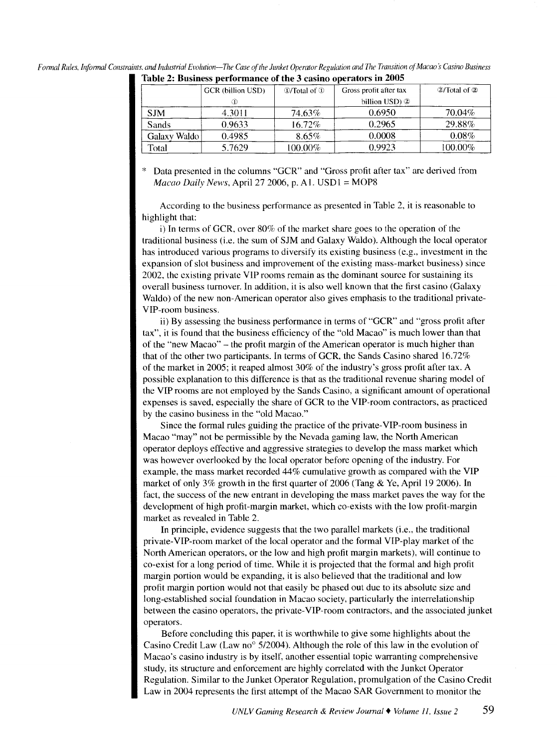**Table 2: Business performance of the 3 casino operators in 2005**

| | GCR (billion USD) ① | ①/Total of ① | Gross profit after tax billion USD) ② | ②/Total of ② |
|---|---|---|---|---|
| SJM | 4.3011 | 74.63% | 0.6950 | 70.04% |
| Sands | 0.9633 | 16.72% | 0.2965 | 29.88% |
| Galaxy Waldo | 0.4985 | 8.65% | 0.0008 | 0.08% |
| Total | 5.7629 | 100.00% | 0.9923 | 100.00% |

* Data presented in the columns "GCR" and "Gross profit after tax" are derived from *Macao Daily News*, April 27 2006, p. A1. USD1 = MOP8

According to the business performance as presented in Table 2, it is reasonable to highlight that:

i) In terms of GCR, over 80% of the market share goes to the operation of the traditional business (i.e. the sum of SJM and Galaxy Waldo). Although the local operator has introduced various programs to diversify its existing business (e.g., investment in the expansion of slot business and improvement of the existing mass-market business) since 2002, the existing private VIP rooms remain as the dominant source for sustaining its overall business turnover. In addition, it is also well known that the first casino (Galaxy Waldo) of the new non-American operator also gives emphasis to the traditional private-VIP-room business.

ii) By assessing the business performance in terms of "GCR" and "gross profit after tax", it is found that the business efficiency of the "old Macao" is much lower than that of the "new Macao" – the profit margin of the American operator is much higher than that of the other two participants. In terms of GCR, the Sands Casino shared 16.72% of the market in 2005; it reaped almost 30% of the industry's gross profit after tax. A possible explanation to this difference is that as the traditional revenue sharing model of the VIP rooms are not employed by the Sands Casino, a significant amount of operational expenses is saved, especially the share of GCR to the VIP-room contractors, as practiced by the casino business in the "old Macao."

Since the formal rules guiding the practice of the private-VIP-room business in Macao "may" not be permissible by the Nevada gaming law, the North American operator deploys effective and aggressive strategies to develop the mass market which was however overlooked by the local operator before opening of the industry. For example, the mass market recorded 44% cumulative growth as compared with the VIP market of only 3% growth in the first quarter of 2006 (Tang & Ye, April 19 2006). In fact, the success of the new entrant in developing the mass market paves the way for the development of high profit-margin market, which co-exists with the low profit-margin market as revealed in Table 2.

In principle, evidence suggests that the two parallel markets (i.e., the traditional private-VIP-room market of the local operator and the formal VIP-play market of the North American operators, or the low and high profit margin markets), will continue to co-exist for a long period of time. While it is projected that the formal and high profit margin portion would be expanding, it is also believed that the traditional and low profit margin portion would not that easily be phased out due to its absolute size and long-established social foundation in Macao society, particularly the interrelationship between the casino operators, the private-VIP-room contractors, and the associated junket operators.

Before concluding this paper, it is worthwhile to give some highlights about the Casino Credit Law (Law no° 5/2004). Although the role of this law in the evolution of Macao's casino industry is by itself, another essential topic warranting comprehensive study, its structure and enforcement are highly correlated with the Junket Operator Regulation. Similar to the Junket Operator Regulation, promulgation of the Casino Credit Law in 2004 represents the first attempt of the Macao SAR Government to monitor the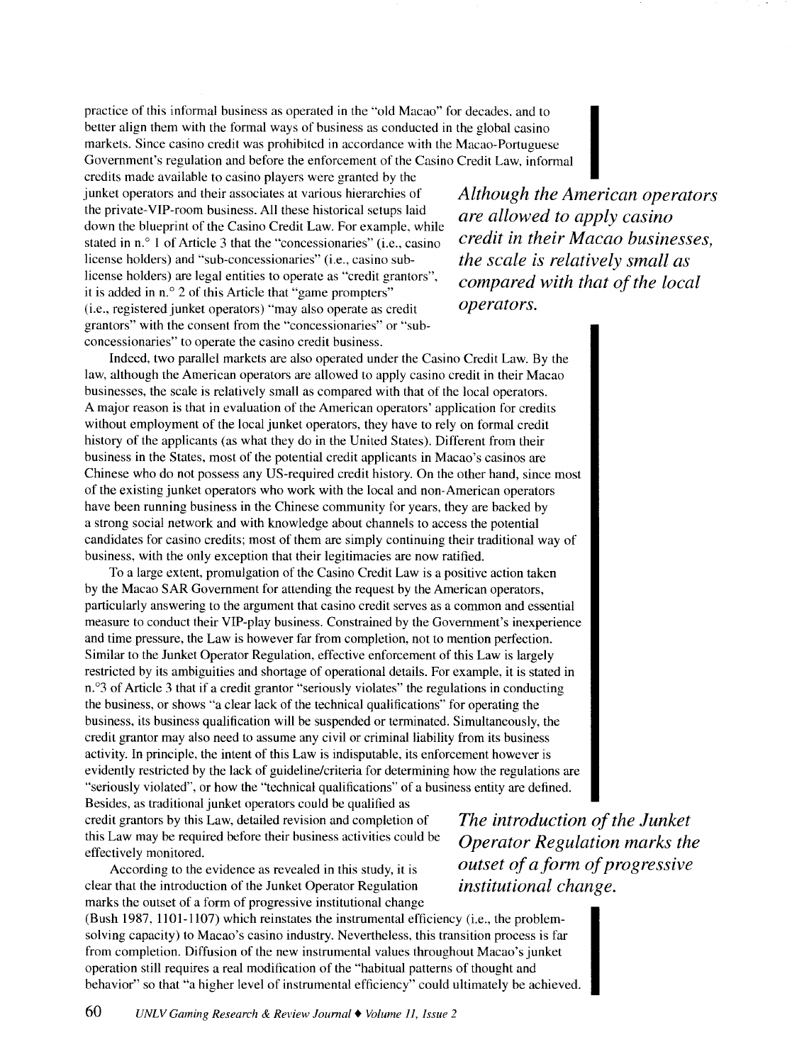practice of this informal business as operated in the "old Macao" for decades, and to better align them with the formal ways of business as conducted in the global casino markets. Since casino credit was prohibited in accordance with the Macao-Portuguese Government's regulation and before the enforcement of the Casino Credit Law, informal credits made available to casino players were granted by the junket operators and their associates at various hierarchies of the private-VIP-room business. All these historical setups laid down the blueprint of the Casino Credit Law. For example, while stated in n.° 1 of Article 3 that the "concessionaries" (i.e., casino license holders) and "sub-concessionaries" (i.e., casino sub-license holders) are legal entities to operate as "credit grantors", it is added in n.° 2 of this Article that "game prompters" (i.e., registered junket operators) "may also operate as credit grantors" with the consent from the "concessionaries" or "sub-concessionaries" to operate the casino credit business.

*Although the American operators are allowed to apply casino credit in their Macao businesses, the scale is relatively small as compared with that of the local operators.*

Indeed, two parallel markets are also operated under the Casino Credit Law. By the law, although the American operators are allowed to apply casino credit in their Macao businesses, the scale is relatively small as compared with that of the local operators. A major reason is that in evaluation of the American operators' application for credits without employment of the local junket operators, they have to rely on formal credit history of the applicants (as what they do in the United States). Different from their business in the States, most of the potential credit applicants in Macao's casinos are Chinese who do not possess any US-required credit history. On the other hand, since most of the existing junket operators who work with the local and non-American operators have been running business in the Chinese community for years, they are backed by a strong social network and with knowledge about channels to access the potential candidates for casino credits; most of them are simply continuing their traditional way of business, with the only exception that their legitimacies are now ratified.

To a large extent, promulgation of the Casino Credit Law is a positive action taken by the Macao SAR Government for attending the request by the American operators, particularly answering to the argument that casino credit serves as a common and essential measure to conduct their VIP-play business. Constrained by the Government's inexperience and time pressure, the Law is however far from completion, not to mention perfection. Similar to the Junket Operator Regulation, effective enforcement of this Law is largely restricted by its ambiguities and shortage of operational details. For example, it is stated in n.°3 of Article 3 that if a credit grantor "seriously violates" the regulations in conducting the business, or shows "a clear lack of the technical qualifications" for operating the business, its business qualification will be suspended or terminated. Simultaneously, the credit grantor may also need to assume any civil or criminal liability from its business activity. In principle, the intent of this Law is indisputable, its enforcement however is evidently restricted by the lack of guideline/criteria for determining how the regulations are "seriously violated", or how the "technical qualifications" of a business entity are defined. Besides, as traditional junket operators could be qualified as credit grantors by this Law, detailed revision and completion of this Law may be required before their business activities could be effectively monitored.

*The introduction of the Junket Operator Regulation marks the outset of a form of progressive institutional change.*

According to the evidence as revealed in this study, it is clear that the introduction of the Junket Operator Regulation marks the outset of a form of progressive institutional change (Bush 1987, 1101-1107) which reinstates the instrumental efficiency (i.e., the problem-solving capacity) to Macao's casino industry. Nevertheless, this transition process is far from completion. Diffusion of the new instrumental values throughout Macao's junket operation still requires a real modification of the "habitual patterns of thought and behavior" so that "a higher level of instrumental efficiency" could ultimately be achieved.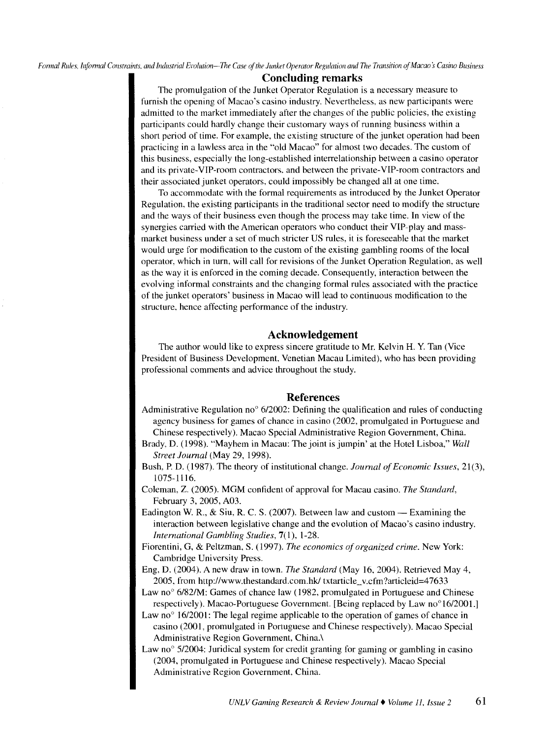## Concluding remarks

The promulgation of the Junket Operator Regulation is a necessary measure to furnish the opening of Macao's casino industry. Nevertheless, as new participants were admitted to the market immediately after the changes of the public policies, the existing participants could hardly change their customary ways of running business within a short period of time. For example, the existing structure of the junket operation had been practicing in a lawless area in the "old Macao" for almost two decades. The custom of this business, especially the long-established interrelationship between a casino operator and its private-VIP-room contractors, and between the private-VIP-room contractors and their associated junket operators, could impossibly be changed all at one time.

To accommodate with the formal requirements as introduced by the Junket Operator Regulation, the existing participants in the traditional sector need to modify the structure and the ways of their business even though the process may take time. In view of the synergies carried with the American operators who conduct their VIP-play and mass-market business under a set of much stricter US rules, it is foreseeable that the market would urge for modification to the custom of the existing gambling rooms of the local operator, which in turn, will call for revisions of the Junket Operation Regulation, as well as the way it is enforced in the coming decade. Consequently, interaction between the evolving informal constraints and the changing formal rules associated with the practice of the junket operators' business in Macao will lead to continuous modification to the structure, hence affecting performance of the industry.

## Acknowledgement

The author would like to express sincere gratitude to Mr. Kelvin H. Y. Tan (Vice President of Business Development, Venetian Macau Limited), who has been providing professional comments and advice throughout the study.

## References

Administrative Regulation no° 6/2002: Defining the qualification and rules of conducting agency business for games of chance in casino (2002, promulgated in Portuguese and Chinese respectively). Macao Special Administrative Region Government, China.

Brady, D. (1998). "Mayhem in Macau: The joint is jumpin' at the Hotel Lisboa," *Wall Street Journal* (May 29, 1998).

Bush, P. D. (1987). The theory of institutional change. *Journal of Economic Issues*, 21(3), 1075-1116.

Coleman, Z. (2005). MGM confident of approval for Macau casino. *The Standard*, February 3, 2005, A03.

Eadington W. R., & Siu, R. C. S. (2007). Between law and custom — Examining the interaction between legislative change and the evolution of Macao's casino industry. *International Gambling Studies*, **7**(1), 1-28.

Fiorentini, G, & Peltzman, S. (1997). *The economics of organized crime*. New York: Cambridge University Press.

Eng, D. (2004). A new draw in town. *The Standard* (May 16, 2004). Retrieved May 4, 2005, from http://www.thestandard.com.hk/ txtarticle_v.cfm?articleid=47633

Law no° 6/82/M: Games of chance law (1982, promulgated in Portuguese and Chinese respectively). Macao-Portuguese Government. [Being replaced by Law no°16/2001.]

Law no° 16/2001: The legal regime applicable to the operation of games of chance in casino (2001, promulgated in Portuguese and Chinese respectively). Macao Special Administrative Region Government, China.\

Law no° 5/2004: Juridical system for credit granting for gaming or gambling in casino (2004, promulgated in Portuguese and Chinese respectively). Macao Special Administrative Region Government, China.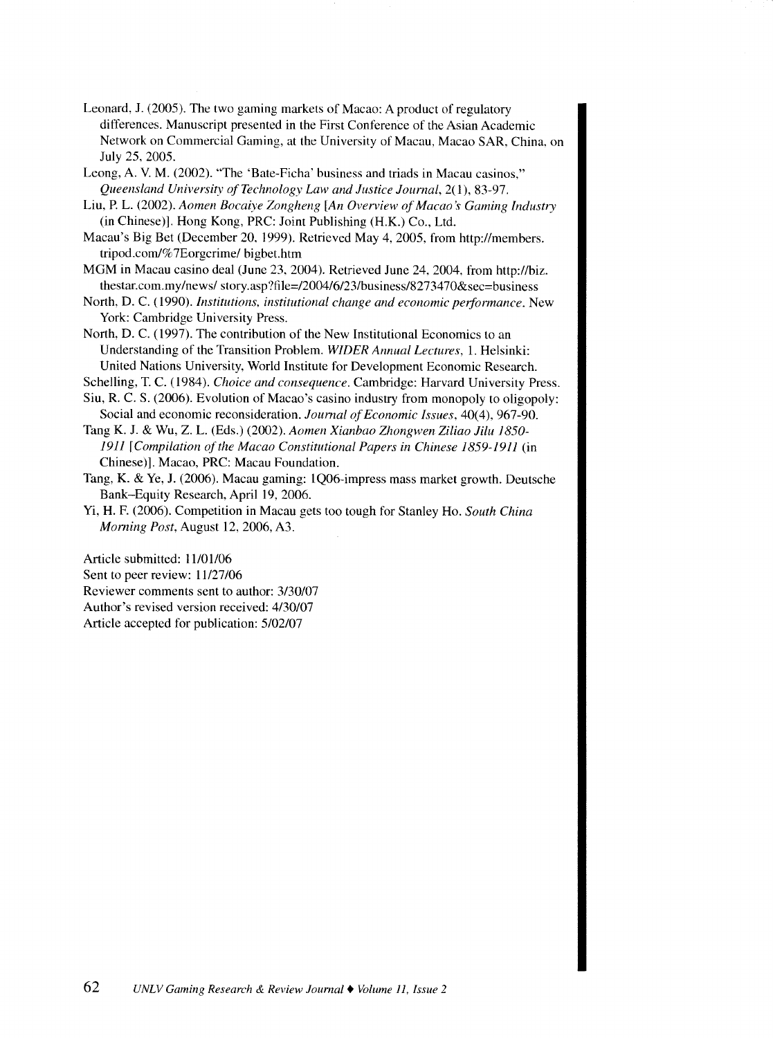Leonard, J. (2005). The two gaming markets of Macao: A product of regulatory differences. Manuscript presented in the First Conference of the Asian Academic Network on Commercial Gaming, at the University of Macau, Macao SAR, China, on July 25, 2005.

Leong, A. V. M. (2002). "The 'Bate-Ficha' business and triads in Macau casinos," *Queensland University of Technology Law and Justice Journal*, 2(1), 83-97.

Liu, P. L. (2002). *Aomen Bocaiye Zongheng [An Overview of Macao's Gaming Industry* (in Chinese)]. Hong Kong, PRC: Joint Publishing (H.K.) Co., Ltd.

Macau's Big Bet (December 20, 1999). Retrieved May 4, 2005, from http://members.tripod.com/%7Eorgcrime/ bigbet.htm

MGM in Macau casino deal (June 23, 2004). Retrieved June 24, 2004, from http://biz.thestar.com.my/news/ story.asp?file=/2004/6/23/business/8273470&sec=business

North, D. C. (1990). *Institutions, institutional change and economic performance*. New York: Cambridge University Press.

North, D. C. (1997). The contribution of the New Institutional Economics to an Understanding of the Transition Problem. *WIDER Annual Lectures*, 1. Helsinki: United Nations University, World Institute for Development Economic Research.

Schelling, T. C. (1984). *Choice and consequence*. Cambridge: Harvard University Press.

Siu, R. C. S. (2006). Evolution of Macao's casino industry from monopoly to oligopoly: Social and economic reconsideration. *Journal of Economic Issues*, 40(4), 967-90.

Tang K. J. & Wu, Z. L. (Eds.) (2002). *Aomen Xianbao Zhongwen Ziliao Jilu 1850-1911 [Compilation of the Macao Constitutional Papers in Chinese 1859-1911* (in Chinese)]. Macao, PRC: Macau Foundation.

Tang, K. & Ye, J. (2006). Macau gaming: 1Q06-impress mass market growth. Deutsche Bank–Equity Research, April 19, 2006.

Yi, H. F. (2006). Competition in Macau gets too tough for Stanley Ho. *South China Morning Post*, August 12, 2006, A3.

Article submitted: 11/01/06
Sent to peer review: 11/27/06
Reviewer comments sent to author: 3/30/07
Author's revised version received: 4/30/07
Article accepted for publication: 5/02/07